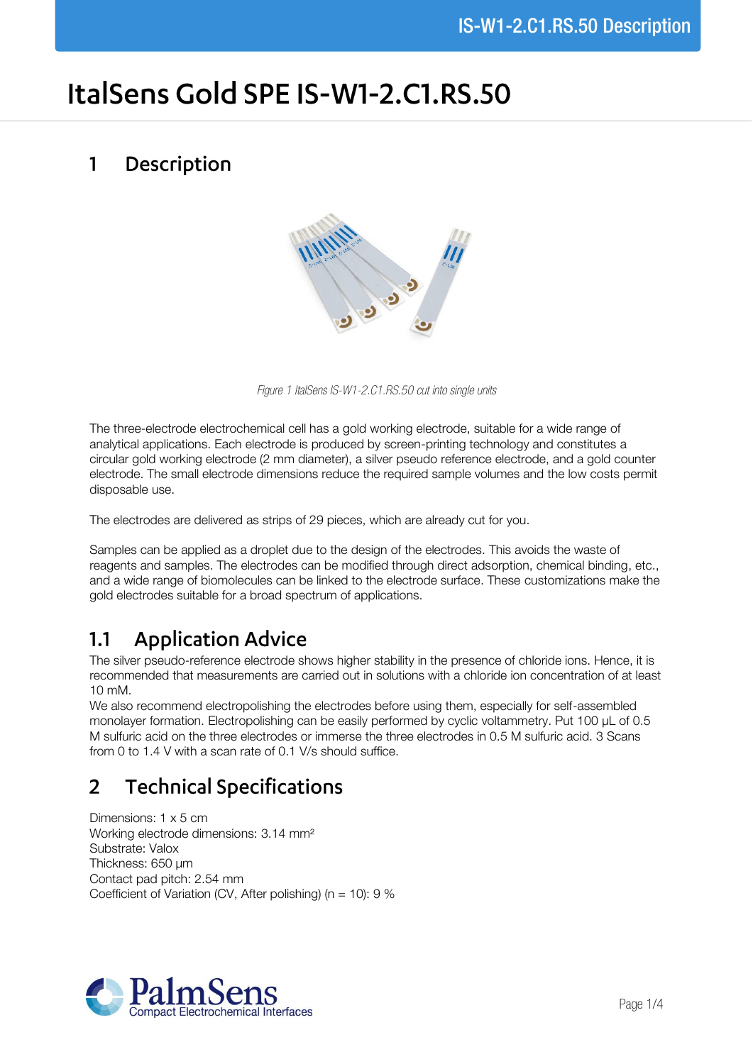# ItalSens Gold SPE IS-W1-2.C1.RS.50

## 1 Description

Figure 1 ItalSens IS-W1-2.C1.RS.50 cut into single units

The three-electrode electrochemical cell has a gold working electrode, suitable for a wide range of analytical applications. Each electrode is produced by screen-printing technology and constitutes a circular gold working electrode (2 mm diameter), a silver pseudo reference electrode, and a gold counter electrode. The small electrode dimensions reduce the required sample volumes and the low costs permit disposable use.

The electrodes are delivered as strips of 29 pieces, which are already cut for you.

Samples can be applied as a droplet due to the design of the electrodes. This avoids the waste of reagents and samples. The electrodes can be modified through direct adsorption, chemical binding, etc., and a wide range of biomolecules can be linked to the electrode surface. These customizations make the gold electrodes suitable for a broad spectrum of applications.

### 1.1 Application Advice

The silver pseudo-reference electrode shows higher stability in the presence of chloride ions. Hence, it is recommended that measurements are carried out in solutions with a chloride ion concentration of at least 10 mM.

We also recommend electropolishing the electrodes before using them, especially for self-assembled monolayer formation. Electropolishing can be easily performed by cyclic voltammetry. Put 100 µL of 0.5 M sulfuric acid on the three electrodes or immerse the three electrodes in 0.5 M sulfuric acid. 3 Scans from 0 to 1.4 V with a scan rate of 0.1 V/s should suffice.

## 2 Technical Specifications

Dimensions: 1 x 5 cm
Working electrode dimensions: 3.14 $mm^2$
Substrate: Valox
Thickness: 650 µm
Contact pad pitch: 2.54 mm
Coefficient of Variation (CV, After polishing) (n = 10): 9 %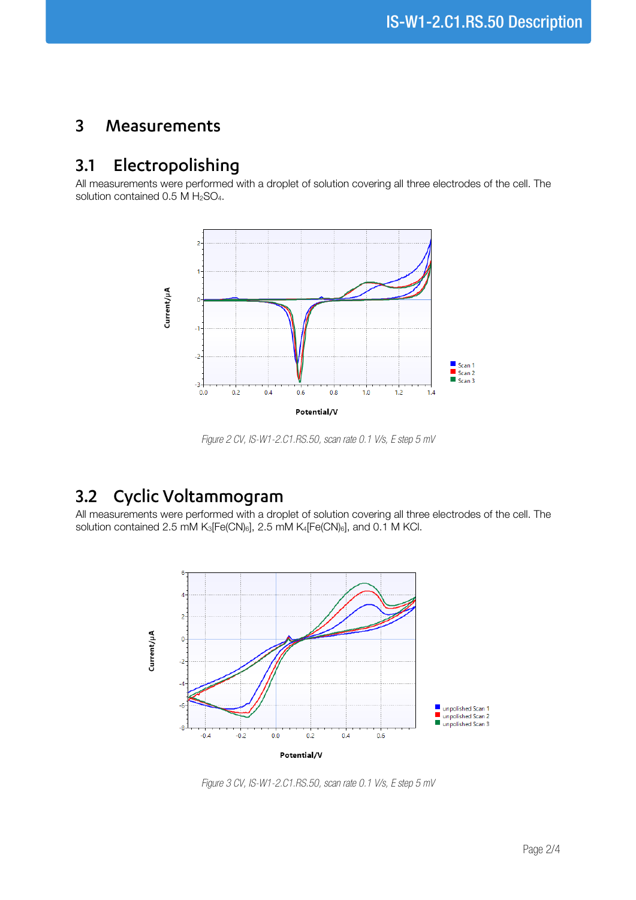# 3 Measurements

## 3.1 Electropolishing

All measurements were performed with a droplet of solution covering all three electrodes of the cell. The solution contained 0.5 M $H_2SO_4$.

*Figure 2 CV, IS-W1-2.C1.RS.50, scan rate 0.1 V/s, E step 5 mV*

## 3.2 Cyclic Voltammogram

All measurements were performed with a droplet of solution covering all three electrodes of the cell. The solution contained 2.5 mM $K_3[Fe(CN)_6]$, 2.5 mM $K_4[Fe(CN)_6]$, and 0.1 M KCl.

*Figure 3 CV, IS-W1-2.C1.RS.50, scan rate 0.1 V/s, E step 5 mV*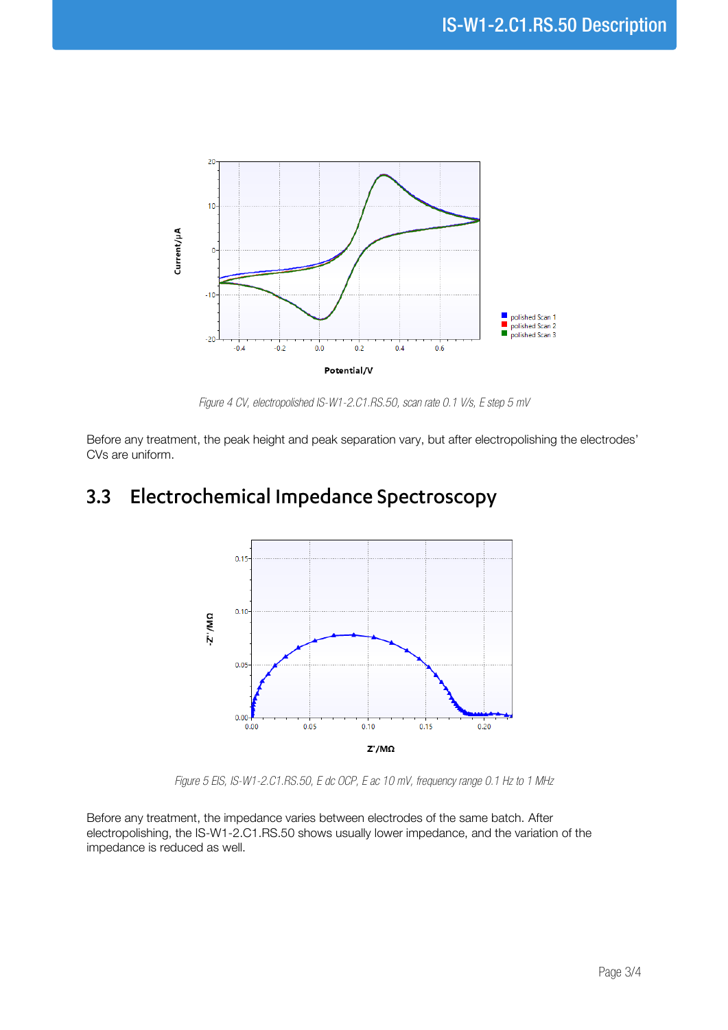*Figure 4 CV, electropolished IS-W1-2.C1.RS.50, scan rate 0.1 V/s, E step 5 mV*

Before any treatment, the peak height and peak separation vary, but after electropolishing the electrodes' CVs are uniform.

## 3.3 Electrochemical Impedance Spectroscopy

*Figure 5 EIS, IS-W1-2.C1.RS.50, E dc OCP, E ac 10 mV, frequency range 0.1 Hz to 1 MHz*

Before any treatment, the impedance varies between electrodes of the same batch. After electropolishing, the IS-W1-2.C1.RS.50 shows usually lower impedance, and the variation of the impedance is reduced as well.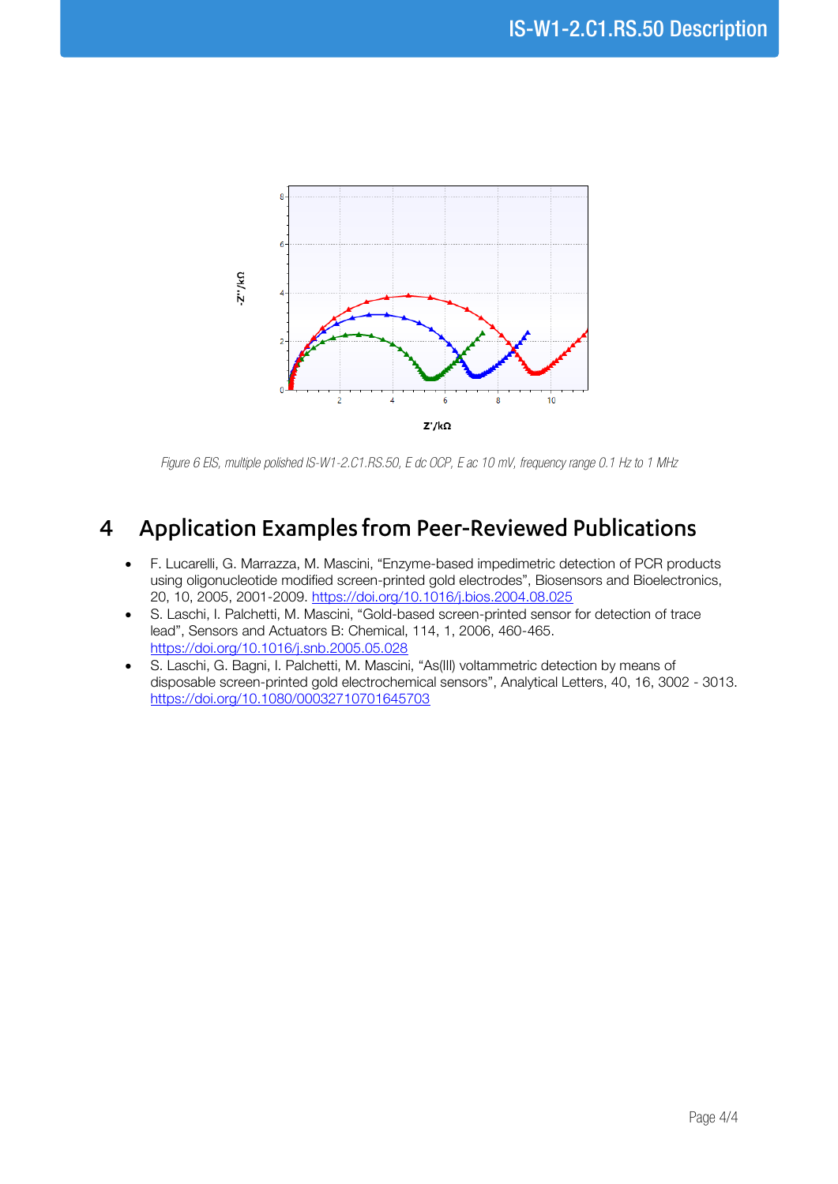-Z''/kΩ

8
6
4
2
0

2
4
6
8
10

Z'/kΩ

*Figure 6 EIS, multiple polished IS-W1-2.C1.RS.50, E dc OCP, E ac 10 mV, frequency range 0.1 Hz to 1 MHz*

# 4 Application Examples from Peer-Reviewed Publications

- F. Lucarelli, G. Marrazza, M. Mascini, "Enzyme-based impedimetric detection of PCR products using oligonucleotide modified screen-printed gold electrodes", Biosensors and Bioelectronics, 20, 10, 2005, 2001-2009. https://doi.org/10.1016/j.bios.2004.08.025
- S. Laschi, I. Palchetti, M. Mascini, "Gold-based screen-printed sensor for detection of trace lead", Sensors and Actuators B: Chemical, 114, 1, 2006, 460-465. https://doi.org/10.1016/j.snb.2005.05.028
- S. Laschi, G. Bagni, I. Palchetti, M. Mascini, "As(III) voltammetric detection by means of disposable screen-printed gold electrochemical sensors", Analytical Letters, 40, 16, 3002 - 3013. https://doi.org/10.1080/00032710701645703